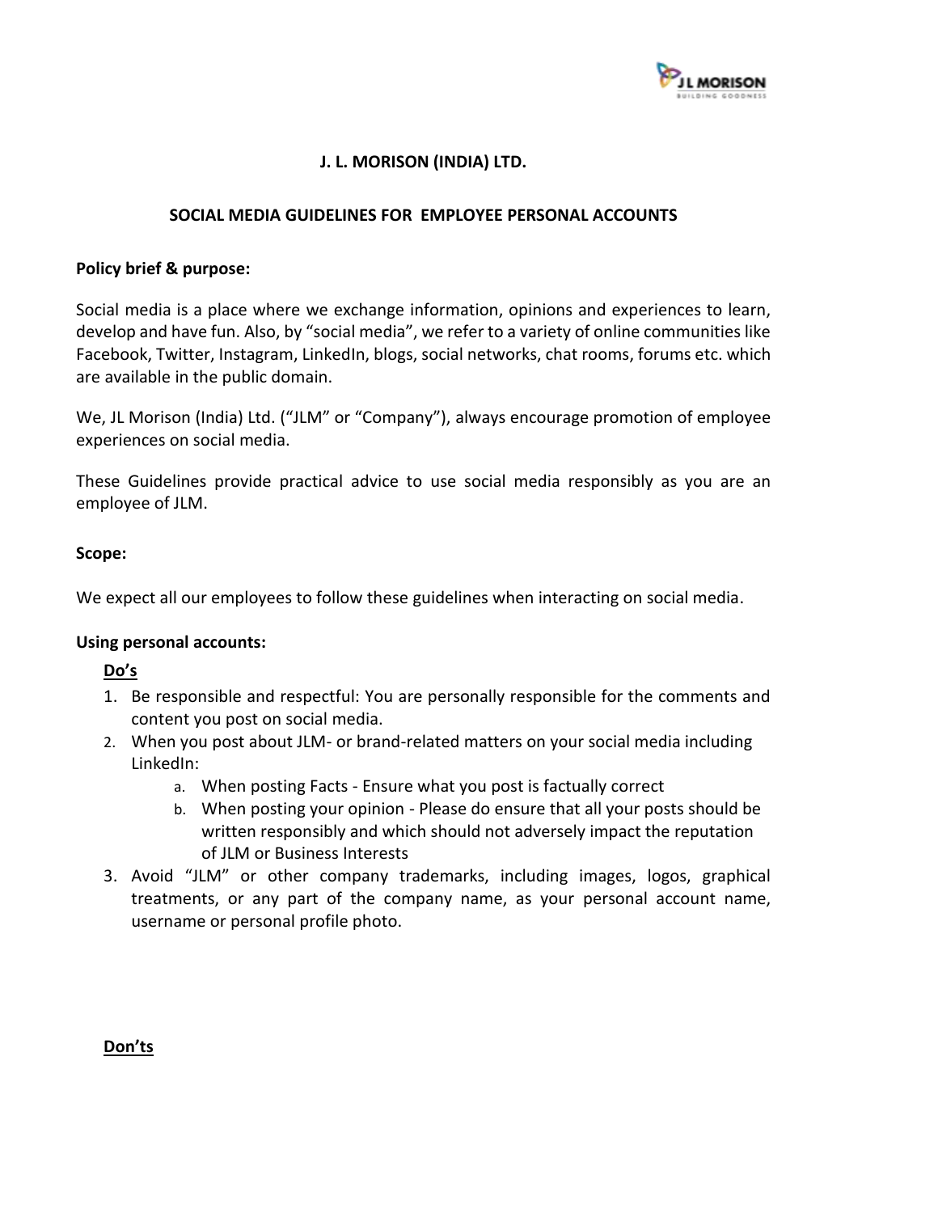# J. L. MORISON (INDIA) LTD.

## SOCIAL MEDIA GUIDELINES FOR EMPLOYEE PERSONAL ACCOUNTS

**Policy brief & purpose:**

Social media is a place where we exchange information, opinions and experiences to learn, develop and have fun. Also, by "social media", we refer to a variety of online communities like Facebook, Twitter, Instagram, LinkedIn, blogs, social networks, chat rooms, forums etc. which are available in the public domain.

We, JL Morison (India) Ltd. ("JLM" or "Company"), always encourage promotion of employee experiences on social media.

These Guidelines provide practical advice to use social media responsibly as you are an employee of JLM.

**Scope:**

We expect all our employees to follow these guidelines when interacting on social media.

**Using personal accounts:**

**Do's**

1. Be responsible and respectful: You are personally responsible for the comments and content you post on social media.
2. When you post about JLM- or brand-related matters on your social media including LinkedIn:
   a. When posting Facts - Ensure what you post is factually correct
   b. When posting your opinion - Please do ensure that all your posts should be written responsibly and which should not adversely impact the reputation of JLM or Business Interests
3. Avoid "JLM" or other company trademarks, including images, logos, graphical treatments, or any part of the company name, as your personal account name, username or personal profile photo.

**Don'ts**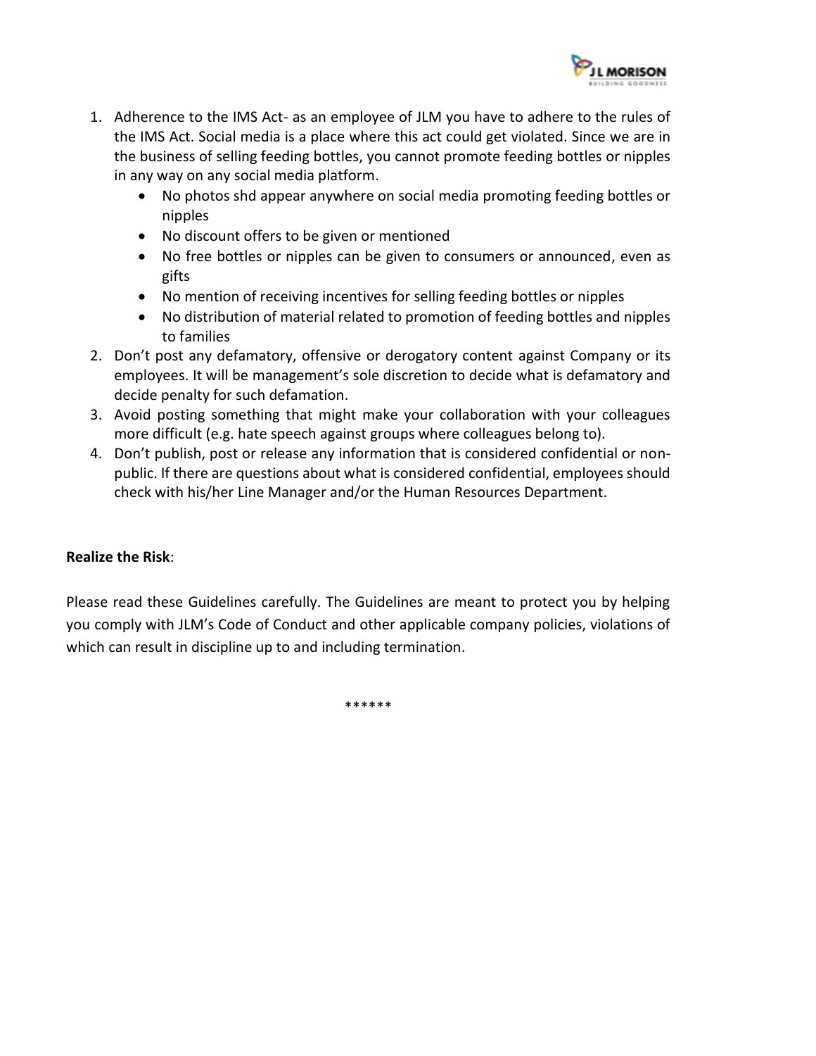1. Adherence to the IMS Act- as an employee of JLM you have to adhere to the rules of the IMS Act. Social media is a place where this act could get violated. Since we are in the business of selling feeding bottles, you cannot promote feeding bottles or nipples in any way on any social media platform.
   - No photos shd appear anywhere on social media promoting feeding bottles or nipples
   - No discount offers to be given or mentioned
   - No free bottles or nipples can be given to consumers or announced, even as gifts
   - No mention of receiving incentives for selling feeding bottles or nipples
   - No distribution of material related to promotion of feeding bottles and nipples to families
2. Don't post any defamatory, offensive or derogatory content against Company or its employees. It will be management's sole discretion to decide what is defamatory and decide penalty for such defamation.
3. Avoid posting something that might make your collaboration with your colleagues more difficult (e.g. hate speech against groups where colleagues belong to).
4. Don't publish, post or release any information that is considered confidential or non-public. If there are questions about what is considered confidential, employees should check with his/her Line Manager and/or the Human Resources Department.

**Realize the Risk**:

Please read these Guidelines carefully. The Guidelines are meant to protect you by helping you comply with JLM's Code of Conduct and other applicable company policies, violations of which can result in discipline up to and including termination.

******